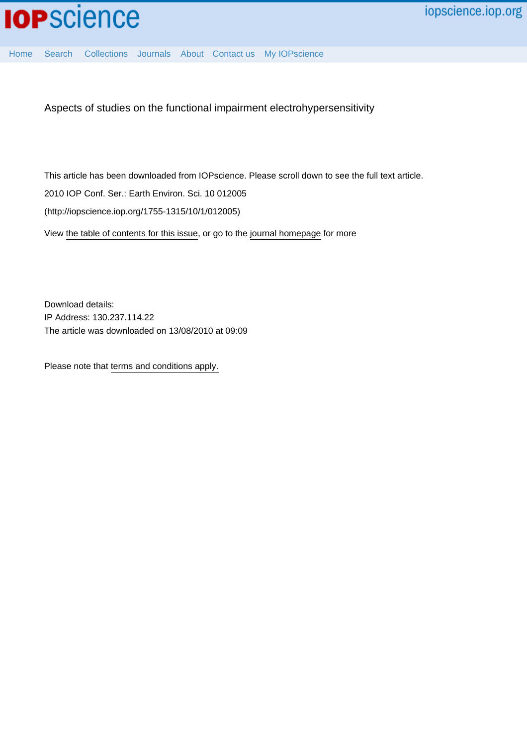# Aspects of studies on the functional impairment electrohypersensitivity

This article has been downloaded from IOPscience. Please scroll down to see the full text article.

2010 IOP Conf. Ser.: Earth Environ. Sci. 10 012005

(http://iopscience.iop.org/1755-1315/10/1/012005)

View the table of contents for this issue, or go to the journal homepage for more

Download details:

IP Address: 130.237.114.22

The article was downloaded on 13/08/2010 at 09:09

Please note that terms and conditions apply.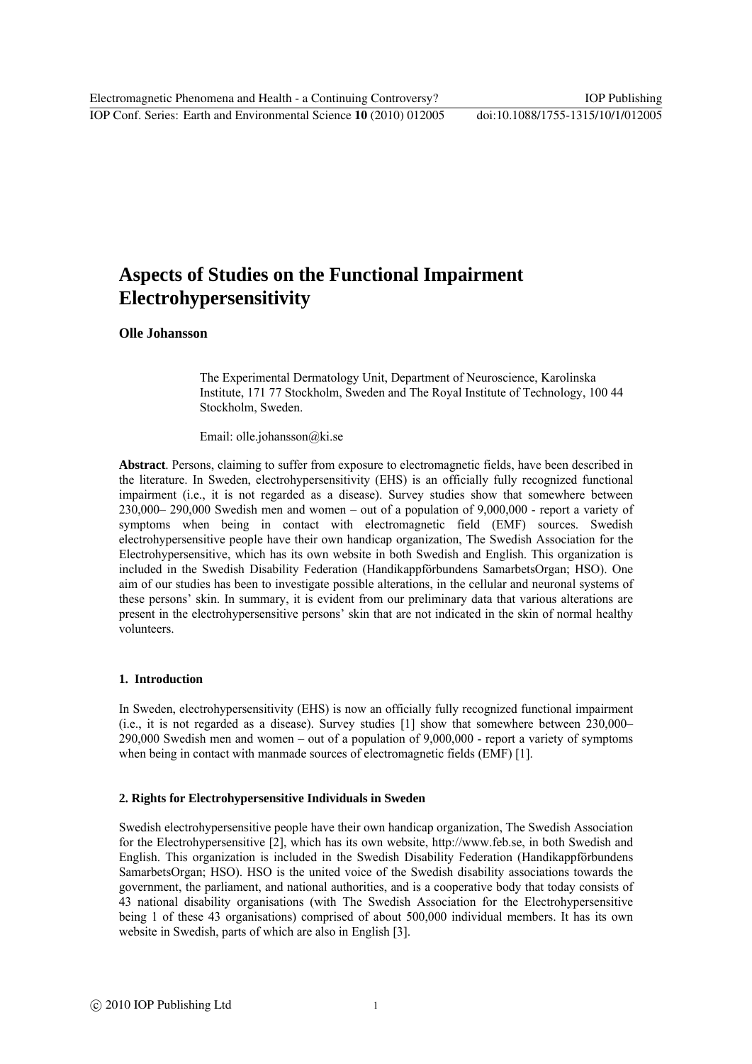# Aspects of Studies on the Functional Impairment Electrohypersensitivity

**Olle Johansson**

The Experimental Dermatology Unit, Department of Neuroscience, Karolinska Institute, 171 77 Stockholm, Sweden and The Royal Institute of Technology, 100 44 Stockholm, Sweden.

Email: olle.johansson@ki.se

**Abstract**. Persons, claiming to suffer from exposure to electromagnetic fields, have been described in the literature. In Sweden, electrohypersensitivity (EHS) is an officially fully recognized functional impairment (i.e., it is not regarded as a disease). Survey studies show that somewhere between 230,000– 290,000 Swedish men and women – out of a population of 9,000,000 - report a variety of symptoms when being in contact with electromagnetic field (EMF) sources. Swedish electrohypersensitive people have their own handicap organization, The Swedish Association for the Electrohypersensitive, which has its own website in both Swedish and English. This organization is included in the Swedish Disability Federation (Handikappförbundens SamarbetsOrgan; HSO). One aim of our studies has been to investigate possible alterations, in the cellular and neuronal systems of these persons' skin. In summary, it is evident from our preliminary data that various alterations are present in the electrohypersensitive persons' skin that are not indicated in the skin of normal healthy volunteers.

## 1. Introduction

In Sweden, electrohypersensitivity (EHS) is now an officially fully recognized functional impairment (i.e., it is not regarded as a disease). Survey studies [1] show that somewhere between 230,000– 290,000 Swedish men and women – out of a population of 9,000,000 - report a variety of symptoms when being in contact with manmade sources of electromagnetic fields (EMF) [1].

## 2. Rights for Electrohypersensitive Individuals in Sweden

Swedish electrohypersensitive people have their own handicap organization, The Swedish Association for the Electrohypersensitive [2], which has its own website, http://www.feb.se, in both Swedish and English. This organization is included in the Swedish Disability Federation (Handikappförbundens SamarbetsOrgan; HSO). HSO is the united voice of the Swedish disability associations towards the government, the parliament, and national authorities, and is a cooperative body that today consists of 43 national disability organisations (with The Swedish Association for the Electrohypersensitive being 1 of these 43 organisations) comprised of about 500,000 individual members. It has its own website in Swedish, parts of which are also in English [3].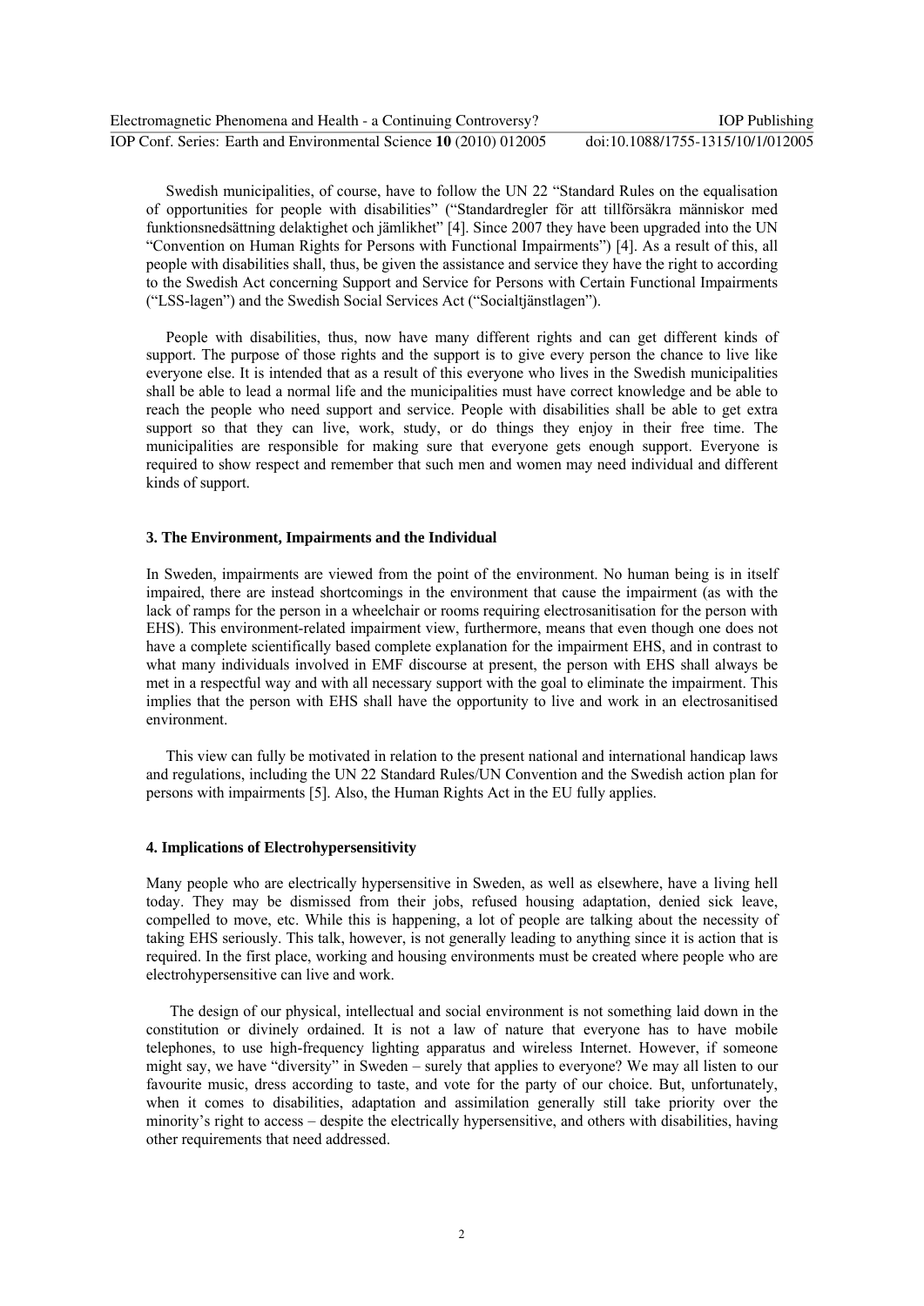Swedish municipalities, of course, have to follow the UN 22 "Standard Rules on the equalisation of opportunities for people with disabilities" ("Standardregler för att tillförsäkra människor med funktionsnedsättning delaktighet och jämlikhet" [4]. Since 2007 they have been upgraded into the UN "Convention on Human Rights for Persons with Functional Impairments") [4]. As a result of this, all people with disabilities shall, thus, be given the assistance and service they have the right to according to the Swedish Act concerning Support and Service for Persons with Certain Functional Impairments ("LSS-lagen") and the Swedish Social Services Act ("Socialtjänstlagen").

People with disabilities, thus, now have many different rights and can get different kinds of support. The purpose of those rights and the support is to give every person the chance to live like everyone else. It is intended that as a result of this everyone who lives in the Swedish municipalities shall be able to lead a normal life and the municipalities must have correct knowledge and be able to reach the people who need support and service. People with disabilities shall be able to get extra support so that they can live, work, study, or do things they enjoy in their free time. The municipalities are responsible for making sure that everyone gets enough support. Everyone is required to show respect and remember that such men and women may need individual and different kinds of support.

### 3. The Environment, Impairments and the Individual

In Sweden, impairments are viewed from the point of the environment. No human being is in itself impaired, there are instead shortcomings in the environment that cause the impairment (as with the lack of ramps for the person in a wheelchair or rooms requiring electrosanitisation for the person with EHS). This environment-related impairment view, furthermore, means that even though one does not have a complete scientifically based complete explanation for the impairment EHS, and in contrast to what many individuals involved in EMF discourse at present, the person with EHS shall always be met in a respectful way and with all necessary support with the goal to eliminate the impairment. This implies that the person with EHS shall have the opportunity to live and work in an electrosanitised environment.

This view can fully be motivated in relation to the present national and international handicap laws and regulations, including the UN 22 Standard Rules/UN Convention and the Swedish action plan for persons with impairments [5]. Also, the Human Rights Act in the EU fully applies.

### 4. Implications of Electrohypersensitivity

Many people who are electrically hypersensitive in Sweden, as well as elsewhere, have a living hell today. They may be dismissed from their jobs, refused housing adaptation, denied sick leave, compelled to move, etc. While this is happening, a lot of people are talking about the necessity of taking EHS seriously. This talk, however, is not generally leading to anything since it is action that is required. In the first place, working and housing environments must be created where people who are electrohypersensitive can live and work.

The design of our physical, intellectual and social environment is not something laid down in the constitution or divinely ordained. It is not a law of nature that everyone has to have mobile telephones, to use high-frequency lighting apparatus and wireless Internet. However, if someone might say, we have "diversity" in Sweden – surely that applies to everyone? We may all listen to our favourite music, dress according to taste, and vote for the party of our choice. But, unfortunately, when it comes to disabilities, adaptation and assimilation generally still take priority over the minority's right to access – despite the electrically hypersensitive, and others with disabilities, having other requirements that need addressed.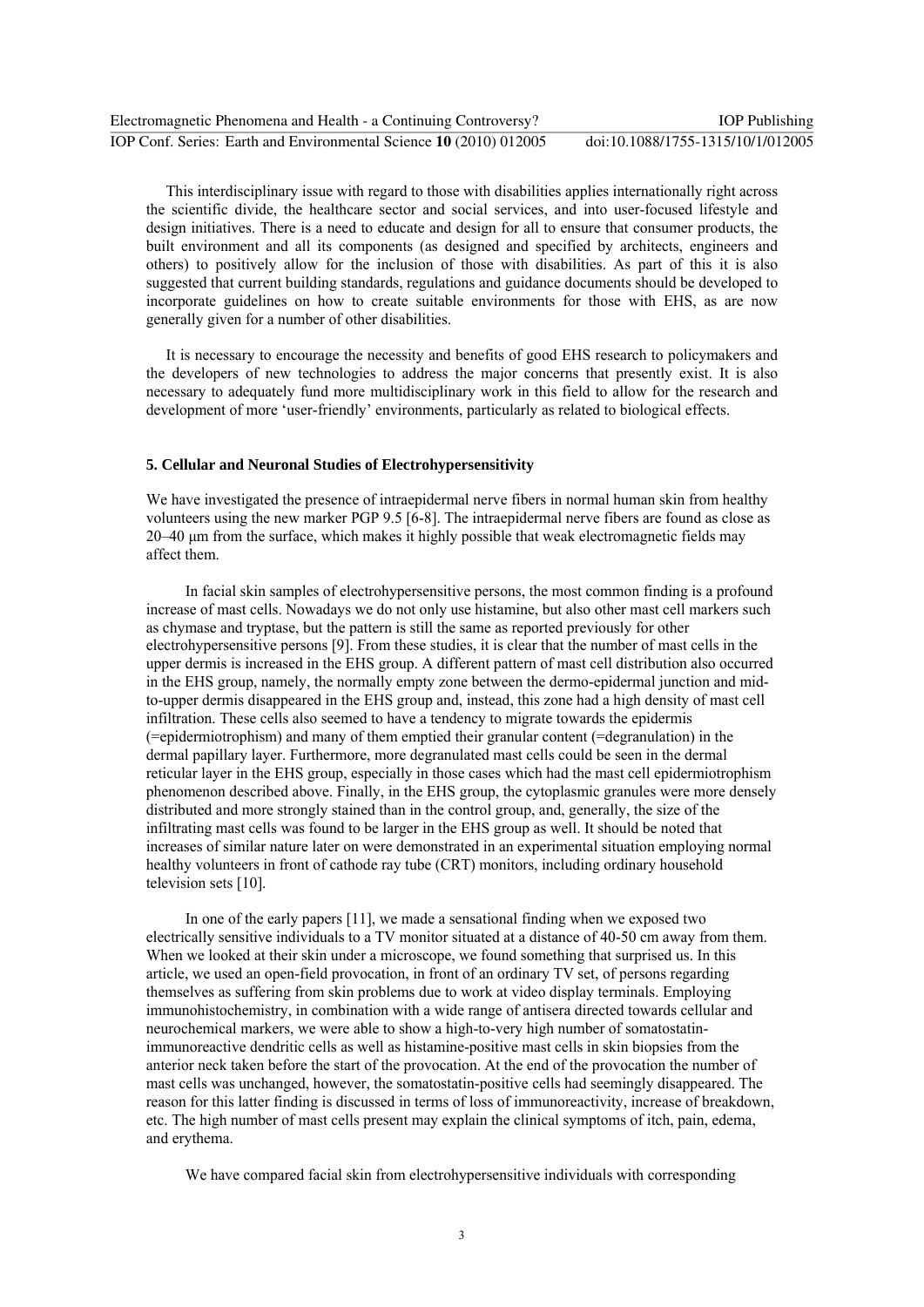This interdisciplinary issue with regard to those with disabilities applies internationally right across the scientific divide, the healthcare sector and social services, and into user-focused lifestyle and design initiatives. There is a need to educate and design for all to ensure that consumer products, the built environment and all its components (as designed and specified by architects, engineers and others) to positively allow for the inclusion of those with disabilities. As part of this it is also suggested that current building standards, regulations and guidance documents should be developed to incorporate guidelines on how to create suitable environments for those with EHS, as are now generally given for a number of other disabilities.

It is necessary to encourage the necessity and benefits of good EHS research to policymakers and the developers of new technologies to address the major concerns that presently exist. It is also necessary to adequately fund more multidisciplinary work in this field to allow for the research and development of more 'user-friendly' environments, particularly as related to biological effects.

## 5. Cellular and Neuronal Studies of Electrohypersensitivity

We have investigated the presence of intraepidermal nerve fibers in normal human skin from healthy volunteers using the new marker PGP 9.5 [6-8]. The intraepidermal nerve fibers are found as close as 20–40 µm from the surface, which makes it highly possible that weak electromagnetic fields may affect them.

In facial skin samples of electrohypersensitive persons, the most common finding is a profound increase of mast cells. Nowadays we do not only use histamine, but also other mast cell markers such as chymase and tryptase, but the pattern is still the same as reported previously for other electrohypersensitive persons [9]. From these studies, it is clear that the number of mast cells in the upper dermis is increased in the EHS group. A different pattern of mast cell distribution also occurred in the EHS group, namely, the normally empty zone between the dermo-epidermal junction and mid-to-upper dermis disappeared in the EHS group and, instead, this zone had a high density of mast cell infiltration. These cells also seemed to have a tendency to migrate towards the epidermis (=epidermiotrophism) and many of them emptied their granular content (=degranulation) in the dermal papillary layer. Furthermore, more degranulated mast cells could be seen in the dermal reticular layer in the EHS group, especially in those cases which had the mast cell epidermiotrophism phenomenon described above. Finally, in the EHS group, the cytoplasmic granules were more densely distributed and more strongly stained than in the control group, and, generally, the size of the infiltrating mast cells was found to be larger in the EHS group as well. It should be noted that increases of similar nature later on were demonstrated in an experimental situation employing normal healthy volunteers in front of cathode ray tube (CRT) monitors, including ordinary household television sets [10].

In one of the early papers [11], we made a sensational finding when we exposed two electrically sensitive individuals to a TV monitor situated at a distance of 40-50 cm away from them. When we looked at their skin under a microscope, we found something that surprised us. In this article, we used an open-field provocation, in front of an ordinary TV set, of persons regarding themselves as suffering from skin problems due to work at video display terminals. Employing immunohistochemistry, in combination with a wide range of antisera directed towards cellular and neurochemical markers, we were able to show a high-to-very high number of somatostatin-immunoreactive dendritic cells as well as histamine-positive mast cells in skin biopsies from the anterior neck taken before the start of the provocation. At the end of the provocation the number of mast cells was unchanged, however, the somatostatin-positive cells had seemingly disappeared. The reason for this latter finding is discussed in terms of loss of immunoreactivity, increase of breakdown, etc. The high number of mast cells present may explain the clinical symptoms of itch, pain, edema, and erythema.

We have compared facial skin from electrohypersensitive individuals with corresponding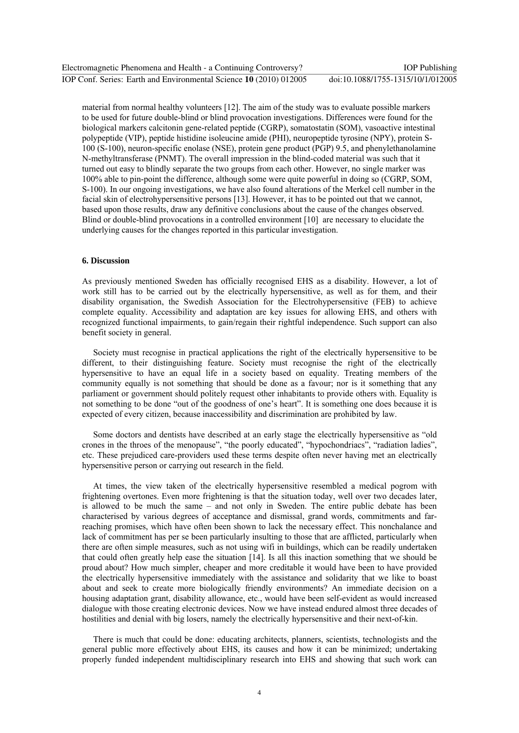material from normal healthy volunteers [12]. The aim of the study was to evaluate possible markers to be used for future double-blind or blind provocation investigations. Differences were found for the biological markers calcitonin gene-related peptide (CGRP), somatostatin (SOM), vasoactive intestinal polypeptide (VIP), peptide histidine isoleucine amide (PHI), neuropeptide tyrosine (NPY), protein S-100 (S-100), neuron-specific enolase (NSE), protein gene product (PGP) 9.5, and phenylethanolamine N-methyltransferase (PNMT). The overall impression in the blind-coded material was such that it turned out easy to blindly separate the two groups from each other. However, no single marker was 100% able to pin-point the difference, although some were quite powerful in doing so (CGRP, SOM, S-100). In our ongoing investigations, we have also found alterations of the Merkel cell number in the facial skin of electrohypersensitive persons [13]. However, it has to be pointed out that we cannot, based upon those results, draw any definitive conclusions about the cause of the changes observed. Blind or double-blind provocations in a controlled environment [10] are necessary to elucidate the underlying causes for the changes reported in this particular investigation.

## 6. Discussion

As previously mentioned Sweden has officially recognised EHS as a disability. However, a lot of work still has to be carried out by the electrically hypersensitive, as well as for them, and their disability organisation, the Swedish Association for the Electrohypersensitive (FEB) to achieve complete equality. Accessibility and adaptation are key issues for allowing EHS, and others with recognized functional impairments, to gain/regain their rightful independence. Such support can also benefit society in general.

Society must recognise in practical applications the right of the electrically hypersensitive to be different, to their distinguishing feature. Society must recognise the right of the electrically hypersensitive to have an equal life in a society based on equality. Treating members of the community equally is not something that should be done as a favour; nor is it something that any parliament or government should politely request other inhabitants to provide others with. Equality is not something to be done "out of the goodness of one's heart". It is something one does because it is expected of every citizen, because inaccessibility and discrimination are prohibited by law.

Some doctors and dentists have described at an early stage the electrically hypersensitive as "old crones in the throes of the menopause", "the poorly educated", "hypochondriacs", "radiation ladies", etc. These prejudiced care-providers used these terms despite often never having met an electrically hypersensitive person or carrying out research in the field.

At times, the view taken of the electrically hypersensitive resembled a medical pogrom with frightening overtones. Even more frightening is that the situation today, well over two decades later, is allowed to be much the same – and not only in Sweden. The entire public debate has been characterised by various degrees of acceptance and dismissal, grand words, commitments and far-reaching promises, which have often been shown to lack the necessary effect. This nonchalance and lack of commitment has per se been particularly insulting to those that are afflicted, particularly when there are often simple measures, such as not using wifi in buildings, which can be readily undertaken that could often greatly help ease the situation [14]. Is all this inaction something that we should be proud about? How much simpler, cheaper and more creditable it would have been to have provided the electrically hypersensitive immediately with the assistance and solidarity that we like to boast about and seek to create more biologically friendly environments? An immediate decision on a housing adaptation grant, disability allowance, etc., would have been self-evident as would increased dialogue with those creating electronic devices. Now we have instead endured almost three decades of hostilities and denial with big losers, namely the electrically hypersensitive and their next-of-kin.

There is much that could be done: educating architects, planners, scientists, technologists and the general public more effectively about EHS, its causes and how it can be minimized; undertaking properly funded independent multidisciplinary research into EHS and showing that such work can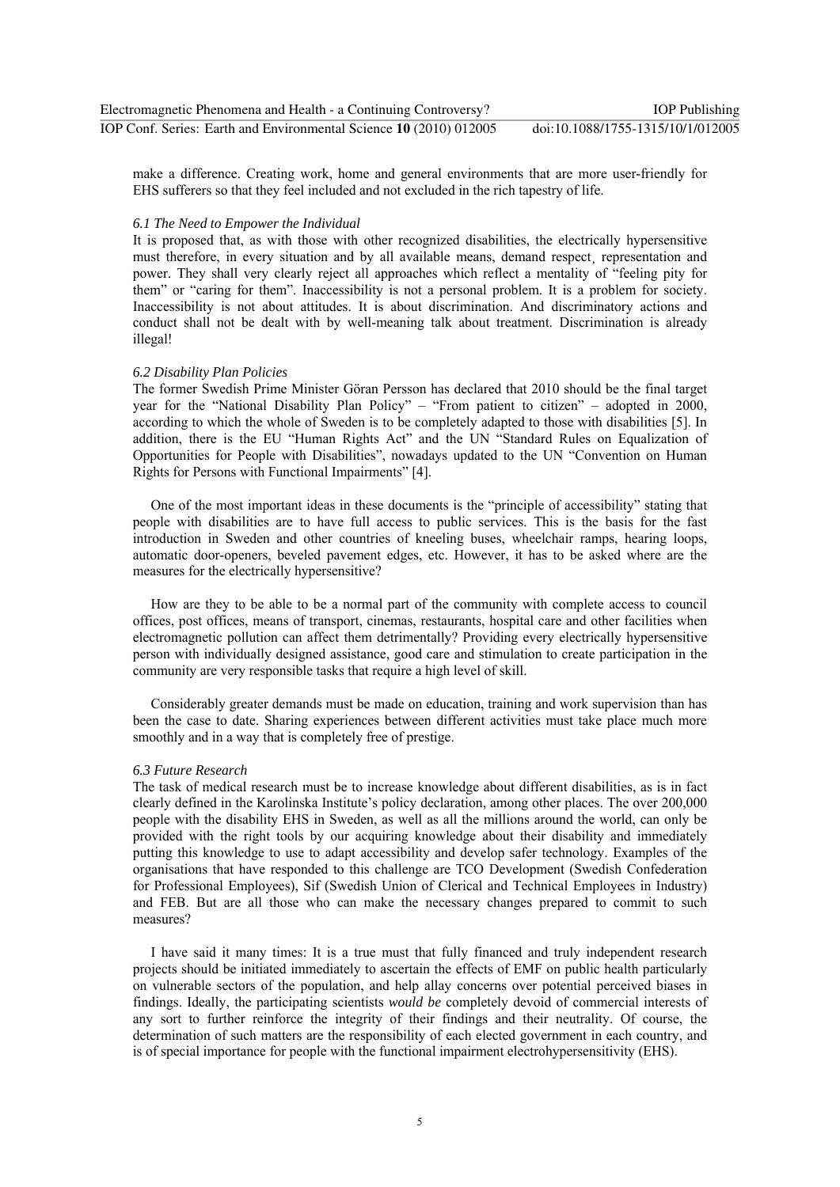make a difference. Creating work, home and general environments that are more user-friendly for EHS sufferers so that they feel included and not excluded in the rich tapestry of life.

### *6.1 The Need to Empower the Individual*

It is proposed that, as with those with other recognized disabilities, the electrically hypersensitive must therefore, in every situation and by all available means, demand respect¸ representation and power. They shall very clearly reject all approaches which reflect a mentality of "feeling pity for them" or "caring for them". Inaccessibility is not a personal problem. It is a problem for society. Inaccessibility is not about attitudes. It is about discrimination. And discriminatory actions and conduct shall not be dealt with by well-meaning talk about treatment. Discrimination is already illegal!

### *6.2 Disability Plan Policies*

The former Swedish Prime Minister Göran Persson has declared that 2010 should be the final target year for the "National Disability Plan Policy" – "From patient to citizen" – adopted in 2000, according to which the whole of Sweden is to be completely adapted to those with disabilities [5]. In addition, there is the EU "Human Rights Act" and the UN "Standard Rules on Equalization of Opportunities for People with Disabilities", nowadays updated to the UN "Convention on Human Rights for Persons with Functional Impairments" [4].

One of the most important ideas in these documents is the "principle of accessibility" stating that people with disabilities are to have full access to public services. This is the basis for the fast introduction in Sweden and other countries of kneeling buses, wheelchair ramps, hearing loops, automatic door-openers, beveled pavement edges, etc. However, it has to be asked where are the measures for the electrically hypersensitive?

How are they to be able to be a normal part of the community with complete access to council offices, post offices, means of transport, cinemas, restaurants, hospital care and other facilities when electromagnetic pollution can affect them detrimentally? Providing every electrically hypersensitive person with individually designed assistance, good care and stimulation to create participation in the community are very responsible tasks that require a high level of skill.

Considerably greater demands must be made on education, training and work supervision than has been the case to date. Sharing experiences between different activities must take place much more smoothly and in a way that is completely free of prestige.

### *6.3 Future Research*

The task of medical research must be to increase knowledge about different disabilities, as is in fact clearly defined in the Karolinska Institute's policy declaration, among other places. The over 200,000 people with the disability EHS in Sweden, as well as all the millions around the world, can only be provided with the right tools by our acquiring knowledge about their disability and immediately putting this knowledge to use to adapt accessibility and develop safer technology. Examples of the organisations that have responded to this challenge are TCO Development (Swedish Confederation for Professional Employees), Sif (Swedish Union of Clerical and Technical Employees in Industry) and FEB. But are all those who can make the necessary changes prepared to commit to such measures?

I have said it many times: It is a true must that fully financed and truly independent research projects should be initiated immediately to ascertain the effects of EMF on public health particularly on vulnerable sectors of the population, and help allay concerns over potential perceived biases in findings. Ideally, the participating scientists *would be* completely devoid of commercial interests of any sort to further reinforce the integrity of their findings and their neutrality. Of course, the determination of such matters are the responsibility of each elected government in each country, and is of special importance for people with the functional impairment electrohypersensitivity (EHS).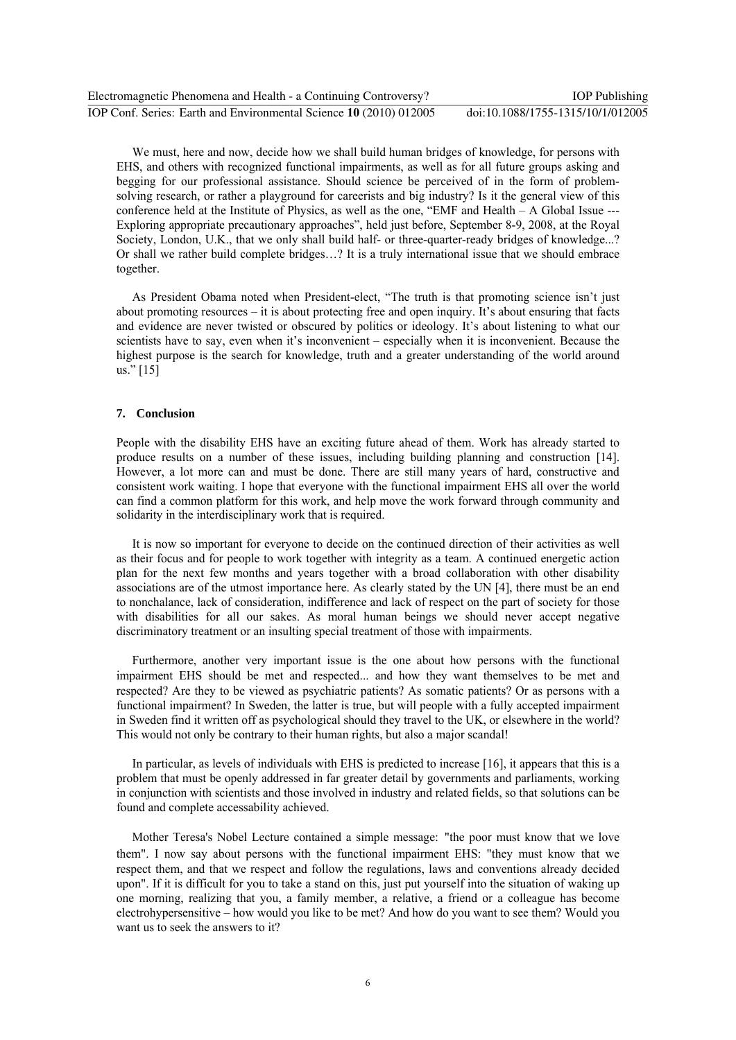We must, here and now, decide how we shall build human bridges of knowledge, for persons with EHS, and others with recognized functional impairments, as well as for all future groups asking and begging for our professional assistance. Should science be perceived of in the form of problem-solving research, or rather a playground for careerists and big industry? Is it the general view of this conference held at the Institute of Physics, as well as the one, "EMF and Health – A Global Issue --- Exploring appropriate precautionary approaches", held just before, September 8-9, 2008, at the Royal Society, London, U.K., that we only shall build half- or three-quarter-ready bridges of knowledge...? Or shall we rather build complete bridges…? It is a truly international issue that we should embrace together.

As President Obama noted when President-elect, "The truth is that promoting science isn't just about promoting resources – it is about protecting free and open inquiry. It's about ensuring that facts and evidence are never twisted or obscured by politics or ideology. It's about listening to what our scientists have to say, even when it's inconvenient – especially when it is inconvenient. Because the highest purpose is the search for knowledge, truth and a greater understanding of the world around us." [15]

## 7. Conclusion

People with the disability EHS have an exciting future ahead of them. Work has already started to produce results on a number of these issues, including building planning and construction [14]. However, a lot more can and must be done. There are still many years of hard, constructive and consistent work waiting. I hope that everyone with the functional impairment EHS all over the world can find a common platform for this work, and help move the work forward through community and solidarity in the interdisciplinary work that is required.

It is now so important for everyone to decide on the continued direction of their activities as well as their focus and for people to work together with integrity as a team. A continued energetic action plan for the next few months and years together with a broad collaboration with other disability associations are of the utmost importance here. As clearly stated by the UN [4], there must be an end to nonchalance, lack of consideration, indifference and lack of respect on the part of society for those with disabilities for all our sakes. As moral human beings we should never accept negative discriminatory treatment or an insulting special treatment of those with impairments.

Furthermore, another very important issue is the one about how persons with the functional impairment EHS should be met and respected... and how they want themselves to be met and respected? Are they to be viewed as psychiatric patients? As somatic patients? Or as persons with a functional impairment? In Sweden, the latter is true, but will people with a fully accepted impairment in Sweden find it written off as psychological should they travel to the UK, or elsewhere in the world? This would not only be contrary to their human rights, but also a major scandal!

In particular, as levels of individuals with EHS is predicted to increase [16], it appears that this is a problem that must be openly addressed in far greater detail by governments and parliaments, working in conjunction with scientists and those involved in industry and related fields, so that solutions can be found and complete accessability achieved.

Mother Teresa's Nobel Lecture contained a simple message: "the poor must know that we love them". I now say about persons with the functional impairment EHS: "they must know that we respect them, and that we respect and follow the regulations, laws and conventions already decided upon". If it is difficult for you to take a stand on this, just put yourself into the situation of waking up one morning, realizing that you, a family member, a relative, a friend or a colleague has become electrohypersensitive – how would you like to be met? And how do you want to see them? Would you want us to seek the answers to it?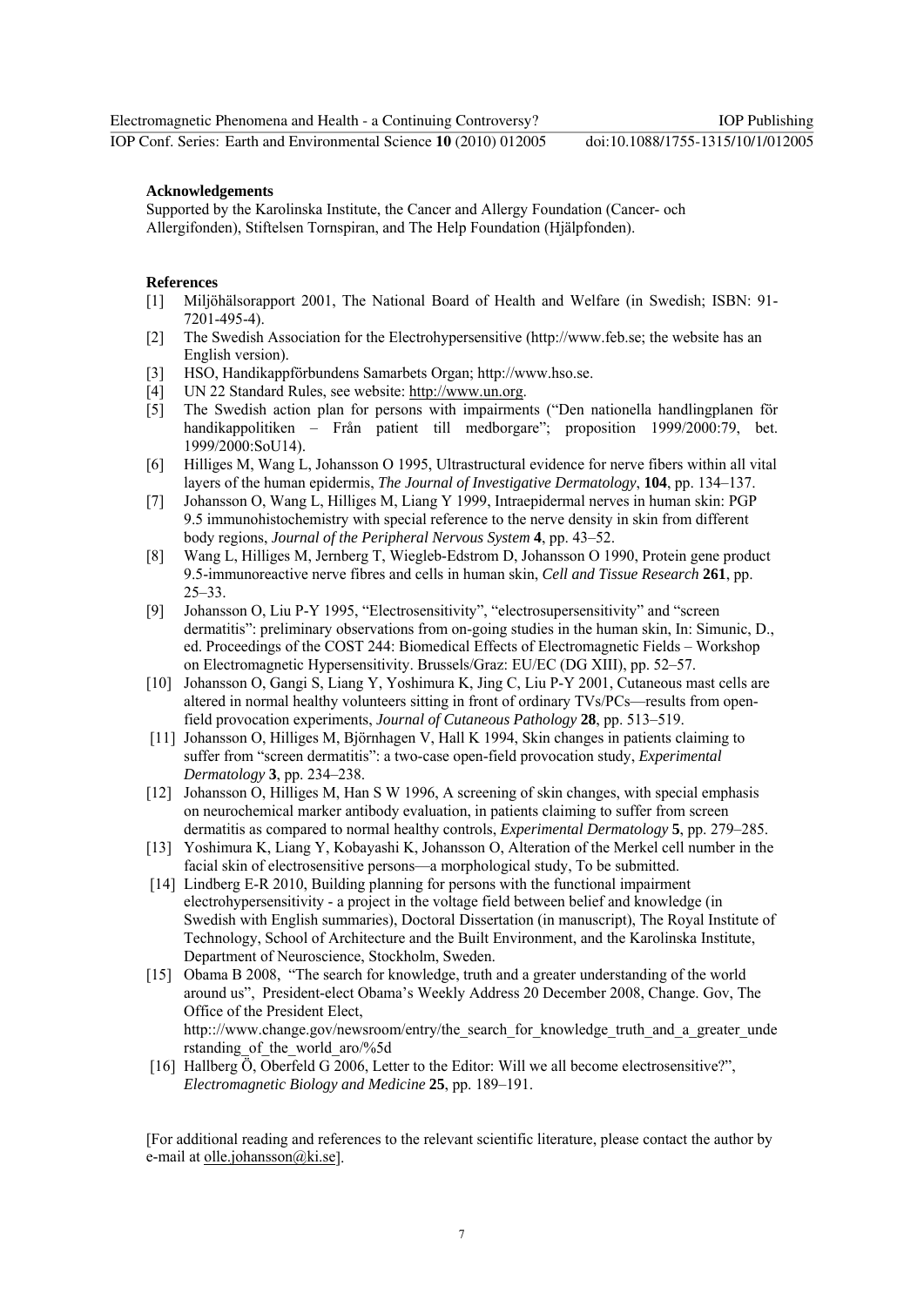#### Acknowledgements

Supported by the Karolinska Institute, the Cancer and Allergy Foundation (Cancer- och Allergifonden), Stiftelsen Tornspiran, and The Help Foundation (Hjälpfonden).

#### References

[1] Miljöhälsorapport 2001, The National Board of Health and Welfare (in Swedish; ISBN: 91-7201-495-4).

[2] The Swedish Association for the Electrohypersensitive (http://www.feb.se; the website has an English version).

[3] HSO, Handikappförbundens Samarbets Organ; http://www.hso.se.

[4] UN 22 Standard Rules, see website: http://www.un.org.

[5] The Swedish action plan for persons with impairments ("Den nationella handlingplanen för handikappolitiken – Från patient till medborgare"; proposition 1999/2000:79, bet. 1999/2000:SoU14).

[6] Hilliges M, Wang L, Johansson O 1995, Ultrastructural evidence for nerve fibers within all vital layers of the human epidermis, *The Journal of Investigative Dermatology*, **104**, pp. 134–137.

[7] Johansson O, Wang L, Hilliges M, Liang Y 1999, Intraepidermal nerves in human skin: PGP 9.5 immunohistochemistry with special reference to the nerve density in skin from different body regions, *Journal of the Peripheral Nervous System* **4**, pp. 43–52.

[8] Wang L, Hilliges M, Jernberg T, Wiegleb-Edstrom D, Johansson O 1990, Protein gene product 9.5-immunoreactive nerve fibres and cells in human skin, *Cell and Tissue Research* **261**, pp. 25–33.

[9] Johansson O, Liu P-Y 1995, "Electrosensitivity", "electrosupersensitivity" and "screen dermatitis": preliminary observations from on-going studies in the human skin, In: Simunic, D., ed. Proceedings of the COST 244: Biomedical Effects of Electromagnetic Fields – Workshop on Electromagnetic Hypersensitivity. Brussels/Graz: EU/EC (DG XIII), pp. 52–57.

[10] Johansson O, Gangi S, Liang Y, Yoshimura K, Jing C, Liu P-Y 2001, Cutaneous mast cells are altered in normal healthy volunteers sitting in front of ordinary TVs/PCs—results from open-field provocation experiments, *Journal of Cutaneous Pathology* **28**, pp. 513–519.

[11] Johansson O, Hilliges M, Björnhagen V, Hall K 1994, Skin changes in patients claiming to suffer from "screen dermatitis": a two-case open-field provocation study, *Experimental Dermatology* **3**, pp. 234–238.

[12] Johansson O, Hilliges M, Han S W 1996, A screening of skin changes, with special emphasis on neurochemical marker antibody evaluation, in patients claiming to suffer from screen dermatitis as compared to normal healthy controls, *Experimental Dermatology* **5**, pp. 279–285.

[13] Yoshimura K, Liang Y, Kobayashi K, Johansson O, Alteration of the Merkel cell number in the facial skin of electrosensitive persons—a morphological study, To be submitted.

[14] Lindberg E-R 2010, Building planning for persons with the functional impairment electrohypersensitivity - a project in the voltage field between belief and knowledge (in Swedish with English summaries), Doctoral Dissertation (in manuscript), The Royal Institute of Technology, School of Architecture and the Built Environment, and the Karolinska Institute, Department of Neuroscience, Stockholm, Sweden.

[15] Obama B 2008, "The search for knowledge, truth and a greater understanding of the world around us", President-elect Obama's Weekly Address 20 December 2008, Change. Gov, The Office of the President Elect, http:://www.change.gov/newsroom/entry/the_search_for_knowledge_truth_and_a_greater_understanding_of_the_world_aro/%5d

[16] Hallberg Ö, Oberfeld G 2006, Letter to the Editor: Will we all become electrosensitive?", *Electromagnetic Biology and Medicine* **25**, pp. 189–191.

[For additional reading and references to the relevant scientific literature, please contact the author by e-mail at olle.johansson@ki.se].